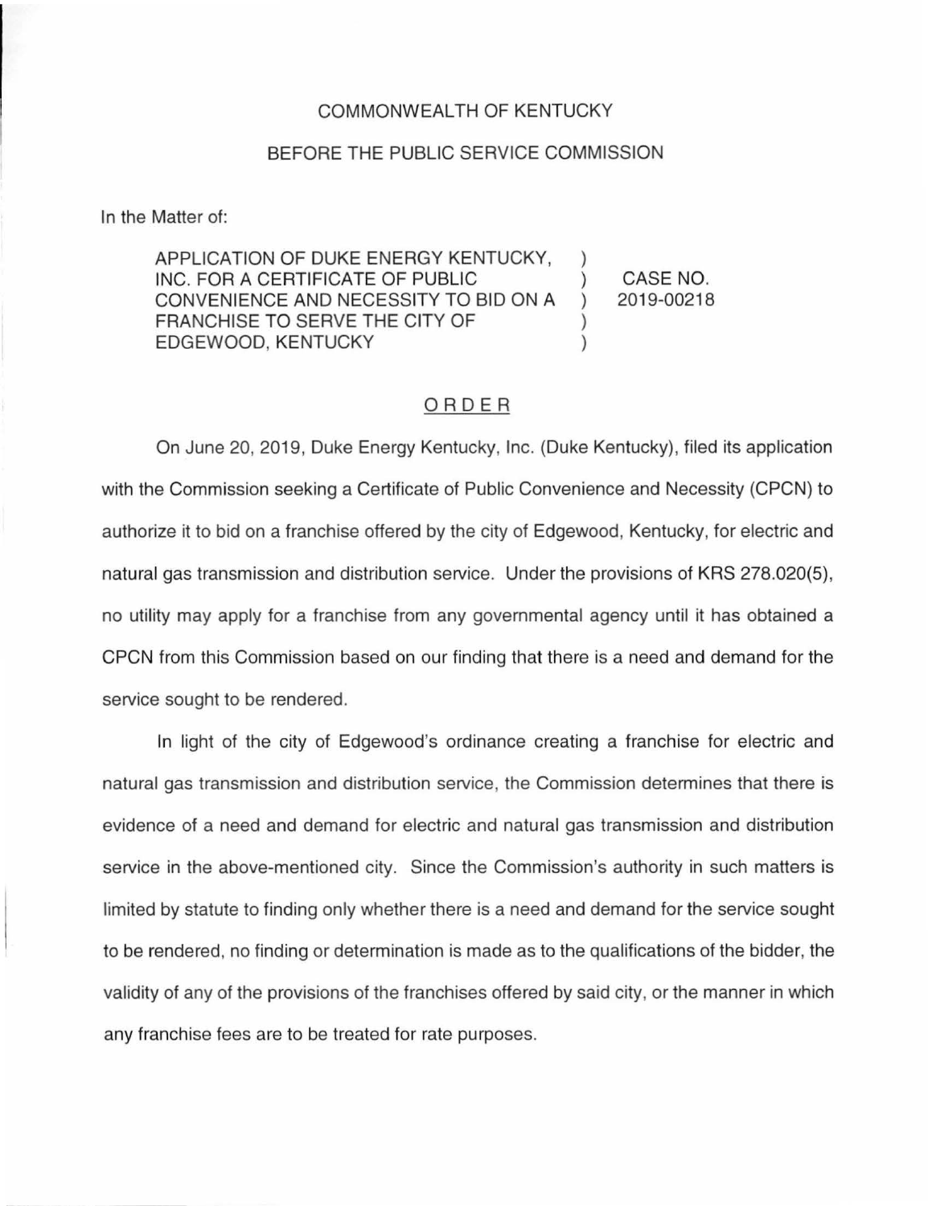COMMONWEALTH OF KENTUCKY

BEFORE THE PUBLIC SERVICE COMMISSION

In the Matter of:

| | | |
|---|---|---|
| APPLICATION OF DUKE ENERGY KENTUCKY, INC. FOR A CERTIFICATE OF PUBLIC CONVENIENCE AND NECESSITY TO BID ON A FRANCHISE TO SERVE THE CITY OF EDGEWOOD, KENTUCKY | ) ) ) ) ) | CASE NO. 2019-00218 |

## ORDER

On June 20, 2019, Duke Energy Kentucky, Inc. (Duke Kentucky), filed its application with the Commission seeking a Certificate of Public Convenience and Necessity (CPCN) to authorize it to bid on a franchise offered by the city of Edgewood, Kentucky, for electric and natural gas transmission and distribution service. Under the provisions of KRS 278.020(5), no utility may apply for a franchise from any governmental agency until it has obtained a CPCN from this Commission based on our finding that there is a need and demand for the service sought to be rendered.

In light of the city of Edgewood's ordinance creating a franchise for electric and natural gas transmission and distribution service, the Commission determines that there is evidence of a need and demand for electric and natural gas transmission and distribution service in the above-mentioned city. Since the Commission's authority in such matters is limited by statute to finding only whether there is a need and demand for the service sought to be rendered, no finding or determination is made as to the qualifications of the bidder, the validity of any of the provisions of the franchises offered by said city, or the manner in which any franchise fees are to be treated for rate purposes.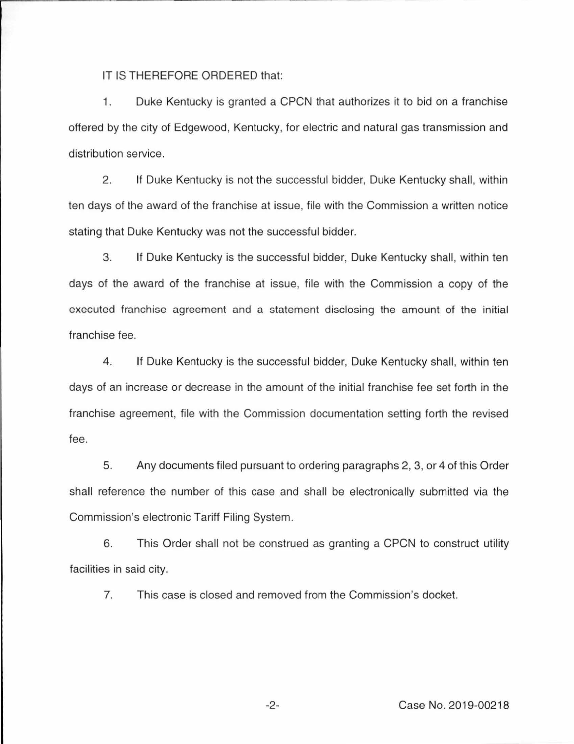IT IS THEREFORE ORDERED that:

1. Duke Kentucky is granted a CPCN that authorizes it to bid on a franchise offered by the city of Edgewood, Kentucky, for electric and natural gas transmission and distribution service.

2. If Duke Kentucky is not the successful bidder, Duke Kentucky shall, within ten days of the award of the franchise at issue, file with the Commission a written notice stating that Duke Kentucky was not the successful bidder.

3. If Duke Kentucky is the successful bidder, Duke Kentucky shall, within ten days of the award of the franchise at issue, file with the Commission a copy of the executed franchise agreement and a statement disclosing the amount of the initial franchise fee.

4. If Duke Kentucky is the successful bidder, Duke Kentucky shall, within ten days of an increase or decrease in the amount of the initial franchise fee set forth in the franchise agreement, file with the Commission documentation setting forth the revised fee.

5. Any documents filed pursuant to ordering paragraphs 2, 3, or 4 of this Order shall reference the number of this case and shall be electronically submitted via the Commission's electronic Tariff Filing System.

6. This Order shall not be construed as granting a CPCN to construct utility facilities in said city.

7. This case is closed and removed from the Commission's docket.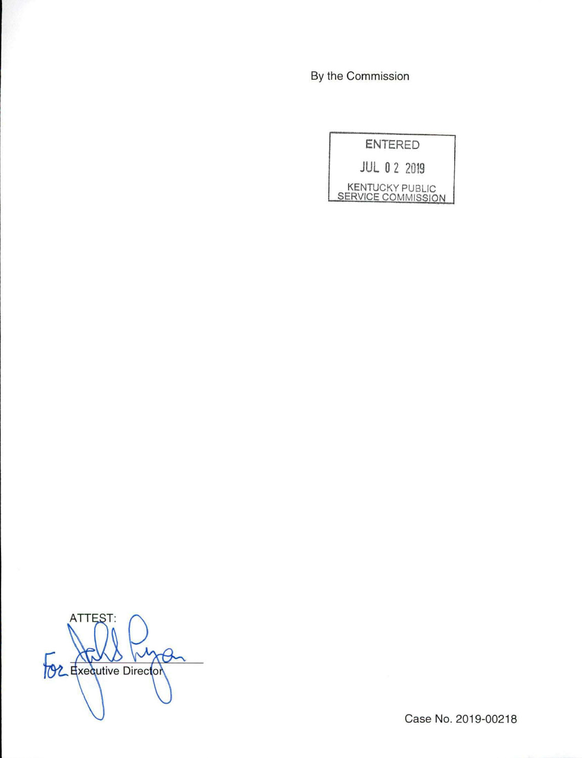By the Commission

ENTERED

JUL 02 2019

KENTUCKY PUBLIC SERVICE COMMISSION

ATTEST:

For Executive Director

Case No. 2019-00218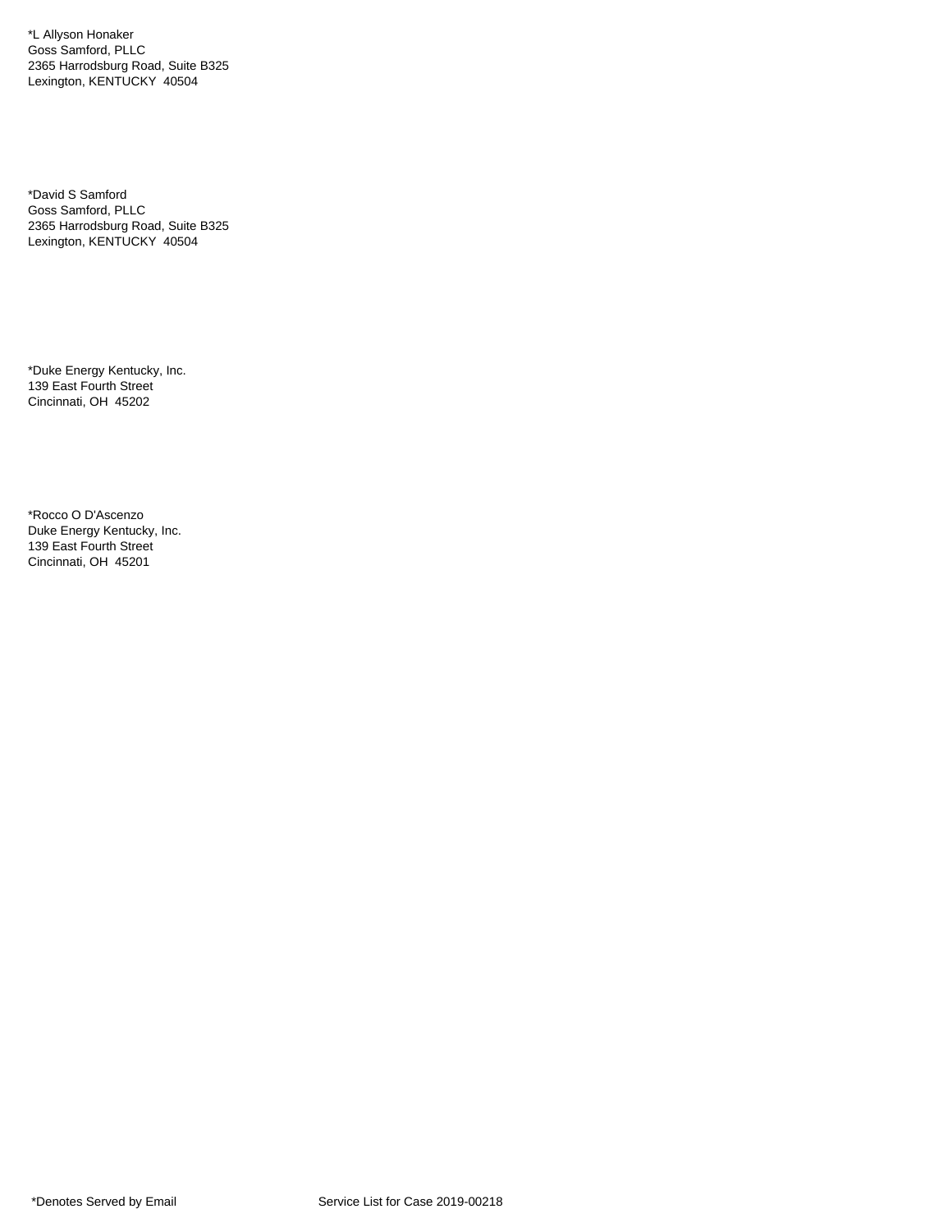*L Allyson Honaker
Goss Samford, PLLC
2365 Harrodsburg Road, Suite B325
Lexington, KENTUCKY  40504

*David S Samford
Goss Samford, PLLC
2365 Harrodsburg Road, Suite B325
Lexington, KENTUCKY  40504

*Duke Energy Kentucky, Inc.
139 East Fourth Street
Cincinnati, OH  45202

*Rocco O D'Ascenzo
Duke Energy Kentucky, Inc.
139 East Fourth Street
Cincinnati, OH  45201

*Denotes Served by Email

Service List for Case 2019-00218